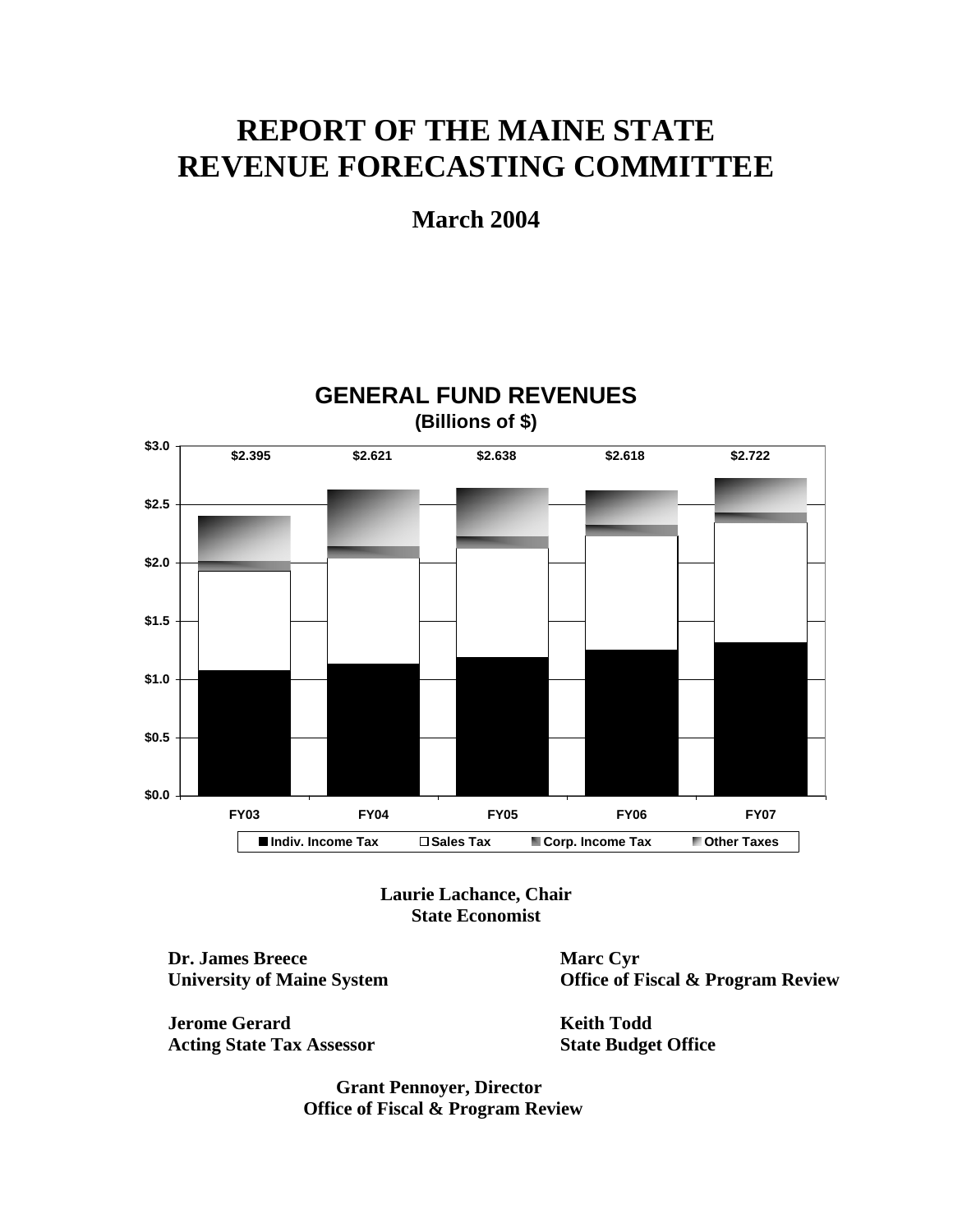# REPORT OF THE MAINE STATE REVENUE FORECASTING COMMITTEE

## March 2004

**GENERAL FUND REVENUES**
**(Billions of $)**

| | FY03 | FY04 | FY05 | FY06 | FY07 |
|---|---|---|---|---|---|
| Total | $2.395 | $2.621 | $2.638 | $2.618 | $2.722 |

Legend: Indiv. Income Tax, Sales Tax, Corp. Income Tax, Other Taxes

**Laurie Lachance, Chair**
**State Economist**

**Dr. James Breece**
**University of Maine System**

**Marc Cyr**
**Office of Fiscal & Program Review**

**Jerome Gerard**
**Acting State Tax Assessor**

**Keith Todd**
**State Budget Office**

**Grant Pennoyer, Director**
**Office of Fiscal & Program Review**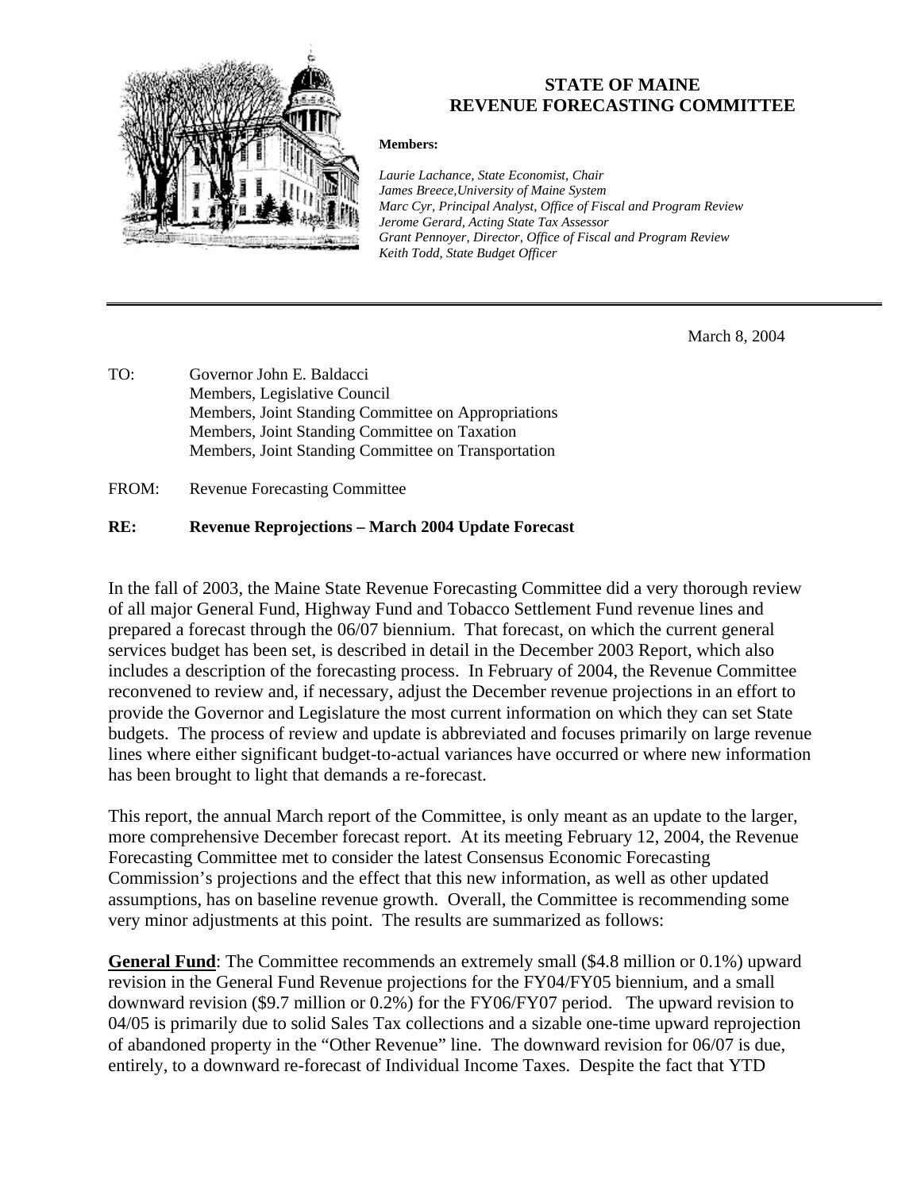## STATE OF MAINE
## REVENUE FORECASTING COMMITTEE

**Members:**

*Laurie Lachance, State Economist, Chair*
*James Breece, University of Maine System*
*Marc Cyr, Principal Analyst, Office of Fiscal and Program Review*
*Jerome Gerard, Acting State Tax Assessor*
*Grant Pennoyer, Director, Office of Fiscal and Program Review*
*Keith Todd, State Budget Officer*

---

March 8, 2004

TO: Governor John E. Baldacci
Members, Legislative Council
Members, Joint Standing Committee on Appropriations
Members, Joint Standing Committee on Taxation
Members, Joint Standing Committee on Transportation

FROM: Revenue Forecasting Committee

**RE: Revenue Reprojections – March 2004 Update Forecast**

In the fall of 2003, the Maine State Revenue Forecasting Committee did a very thorough review of all major General Fund, Highway Fund and Tobacco Settlement Fund revenue lines and prepared a forecast through the 06/07 biennium. That forecast, on which the current general services budget has been set, is described in detail in the December 2003 Report, which also includes a description of the forecasting process. In February of 2004, the Revenue Committee reconvened to review and, if necessary, adjust the December revenue projections in an effort to provide the Governor and Legislature the most current information on which they can set State budgets. The process of review and update is abbreviated and focuses primarily on large revenue lines where either significant budget-to-actual variances have occurred or where new information has been brought to light that demands a re-forecast.

This report, the annual March report of the Committee, is only meant as an update to the larger, more comprehensive December forecast report. At its meeting February 12, 2004, the Revenue Forecasting Committee met to consider the latest Consensus Economic Forecasting Commission's projections and the effect that this new information, as well as other updated assumptions, has on baseline revenue growth. Overall, the Committee is recommending some very minor adjustments at this point. The results are summarized as follows:

**General Fund**: The Committee recommends an extremely small ($4.8 million or 0.1%) upward revision in the General Fund Revenue projections for the FY04/FY05 biennium, and a small downward revision ($9.7 million or 0.2%) for the FY06/FY07 period. The upward revision to 04/05 is primarily due to solid Sales Tax collections and a sizable one-time upward reprojection of abandoned property in the "Other Revenue" line. The downward revision for 06/07 is due, entirely, to a downward re-forecast of Individual Income Taxes. Despite the fact that YTD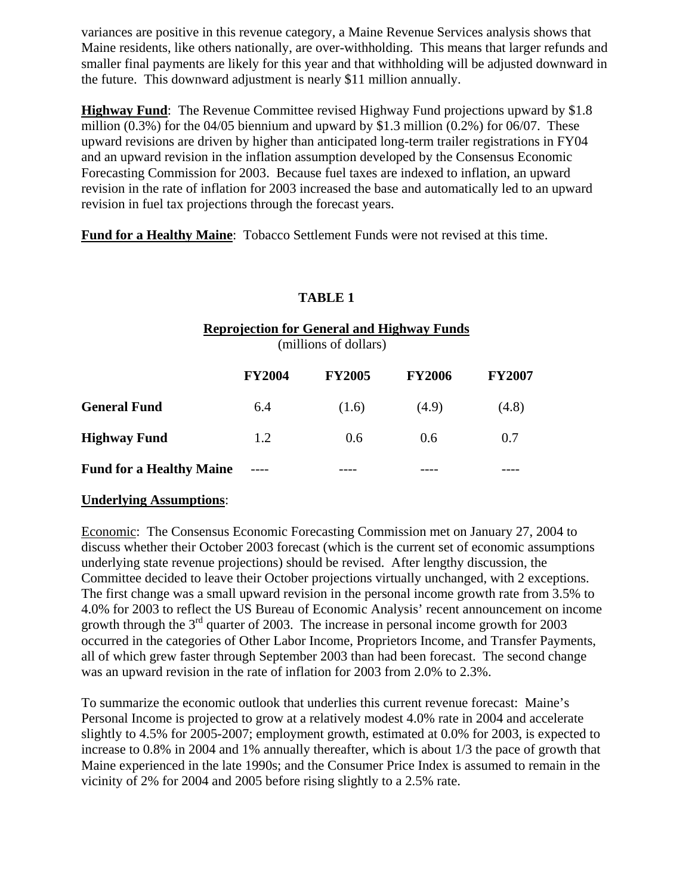variances are positive in this revenue category, a Maine Revenue Services analysis shows that Maine residents, like others nationally, are over-withholding. This means that larger refunds and smaller final payments are likely for this year and that withholding will be adjusted downward in the future. This downward adjustment is nearly $11 million annually.

**Highway Fund**: The Revenue Committee revised Highway Fund projections upward by $1.8 million (0.3%) for the 04/05 biennium and upward by $1.3 million (0.2%) for 06/07. These upward revisions are driven by higher than anticipated long-term trailer registrations in FY04 and an upward revision in the inflation assumption developed by the Consensus Economic Forecasting Commission for 2003. Because fuel taxes are indexed to inflation, an upward revision in the rate of inflation for 2003 increased the base and automatically led to an upward revision in fuel tax projections through the forecast years.

**Fund for a Healthy Maine**: Tobacco Settlement Funds were not revised at this time.

**TABLE 1**

**Reprojection for General and Highway Funds**
(millions of dollars)

| | FY2004 | FY2005 | FY2006 | FY2007 |
|---|---|---|---|---|
| **General Fund** | 6.4 | (1.6) | (4.9) | (4.8) |
| **Highway Fund** | 1.2 | 0.6 | 0.6 | 0.7 |
| **Fund for a Healthy Maine** | ---- | ---- | ---- | ---- |

**Underlying Assumptions**:

Economic: The Consensus Economic Forecasting Commission met on January 27, 2004 to discuss whether their October 2003 forecast (which is the current set of economic assumptions underlying state revenue projections) should be revised. After lengthy discussion, the Committee decided to leave their October projections virtually unchanged, with 2 exceptions. The first change was a small upward revision in the personal income growth rate from 3.5% to 4.0% for 2003 to reflect the US Bureau of Economic Analysis' recent announcement on income growth through the 3rd quarter of 2003. The increase in personal income growth for 2003 occurred in the categories of Other Labor Income, Proprietors Income, and Transfer Payments, all of which grew faster through September 2003 than had been forecast. The second change was an upward revision in the rate of inflation for 2003 from 2.0% to 2.3%.

To summarize the economic outlook that underlies this current revenue forecast: Maine's Personal Income is projected to grow at a relatively modest 4.0% rate in 2004 and accelerate slightly to 4.5% for 2005-2007; employment growth, estimated at 0.0% for 2003, is expected to increase to 0.8% in 2004 and 1% annually thereafter, which is about 1/3 the pace of growth that Maine experienced in the late 1990s; and the Consumer Price Index is assumed to remain in the vicinity of 2% for 2004 and 2005 before rising slightly to a 2.5% rate.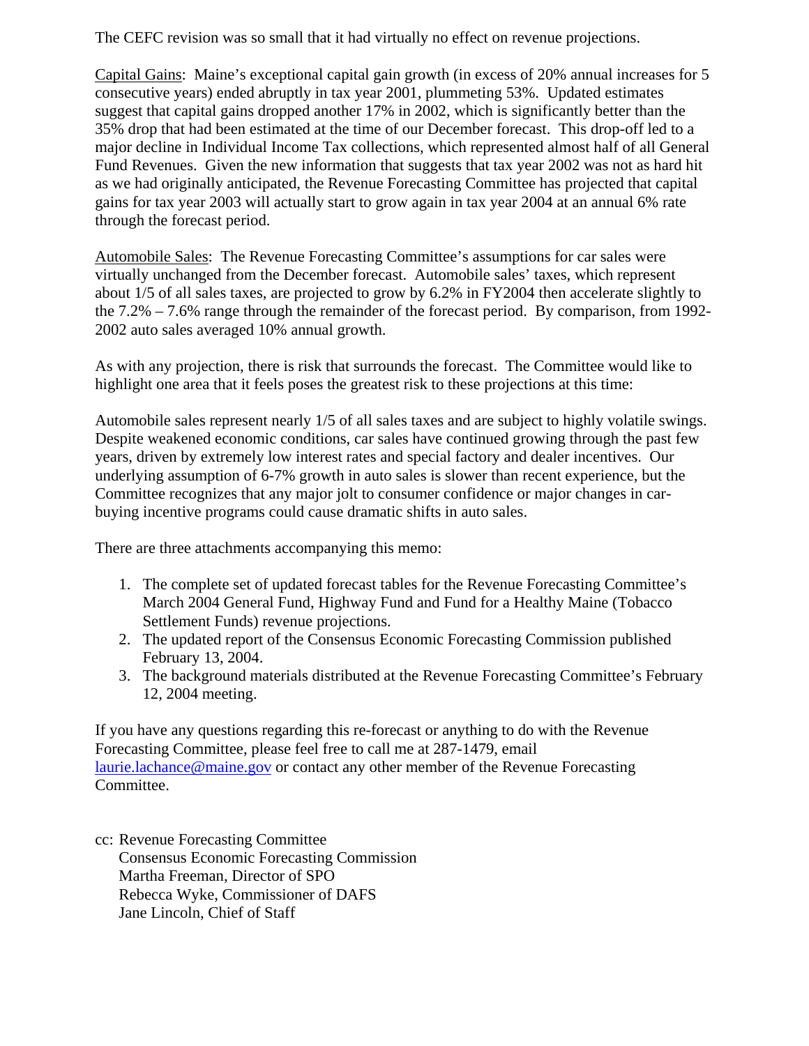The CEFC revision was so small that it had virtually no effect on revenue projections.

Capital Gains: Maine's exceptional capital gain growth (in excess of 20% annual increases for 5 consecutive years) ended abruptly in tax year 2001, plummeting 53%. Updated estimates suggest that capital gains dropped another 17% in 2002, which is significantly better than the 35% drop that had been estimated at the time of our December forecast. This drop-off led to a major decline in Individual Income Tax collections, which represented almost half of all General Fund Revenues. Given the new information that suggests that tax year 2002 was not as hard hit as we had originally anticipated, the Revenue Forecasting Committee has projected that capital gains for tax year 2003 will actually start to grow again in tax year 2004 at an annual 6% rate through the forecast period.

Automobile Sales: The Revenue Forecasting Committee's assumptions for car sales were virtually unchanged from the December forecast. Automobile sales' taxes, which represent about 1/5 of all sales taxes, are projected to grow by 6.2% in FY2004 then accelerate slightly to the 7.2% – 7.6% range through the remainder of the forecast period. By comparison, from 1992-2002 auto sales averaged 10% annual growth.

As with any projection, there is risk that surrounds the forecast. The Committee would like to highlight one area that it feels poses the greatest risk to these projections at this time:

Automobile sales represent nearly 1/5 of all sales taxes and are subject to highly volatile swings. Despite weakened economic conditions, car sales have continued growing through the past few years, driven by extremely low interest rates and special factory and dealer incentives. Our underlying assumption of 6-7% growth in auto sales is slower than recent experience, but the Committee recognizes that any major jolt to consumer confidence or major changes in car-buying incentive programs could cause dramatic shifts in auto sales.

There are three attachments accompanying this memo:

1. The complete set of updated forecast tables for the Revenue Forecasting Committee's March 2004 General Fund, Highway Fund and Fund for a Healthy Maine (Tobacco Settlement Funds) revenue projections.
2. The updated report of the Consensus Economic Forecasting Commission published February 13, 2004.
3. The background materials distributed at the Revenue Forecasting Committee's February 12, 2004 meeting.

If you have any questions regarding this re-forecast or anything to do with the Revenue Forecasting Committee, please feel free to call me at 287-1479, email laurie.lachance@maine.gov or contact any other member of the Revenue Forecasting Committee.

cc: Revenue Forecasting Committee
    Consensus Economic Forecasting Commission
    Martha Freeman, Director of SPO
    Rebecca Wyke, Commissioner of DAFS
    Jane Lincoln, Chief of Staff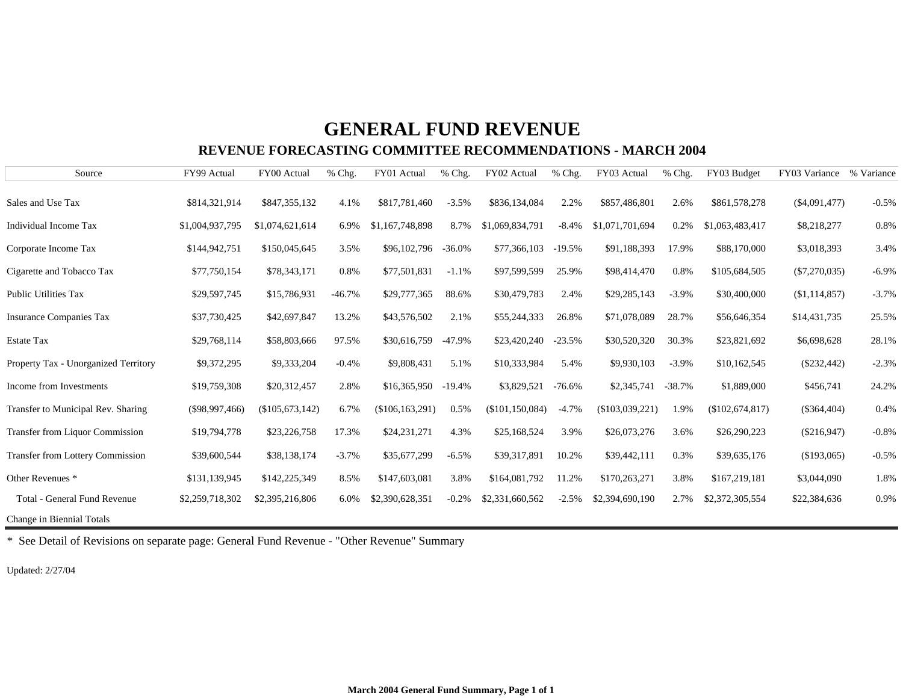# GENERAL FUND REVENUE

## REVENUE FORECASTING COMMITTEE RECOMMENDATIONS - MARCH 2004

| Source | FY99 Actual | FY00 Actual | % Chg. | FY01 Actual | % Chg. | FY02 Actual | % Chg. | FY03 Actual | % Chg. | FY03 Budget | FY03 Variance | % Variance |
|---|---|---|---|---|---|---|---|---|---|---|---|---|
| Sales and Use Tax | $814,321,914 | $847,355,132 | 4.1% | $817,781,460 | -3.5% | $836,134,084 | 2.2% | $857,486,801 | 2.6% | $861,578,278 | ($4,091,477) | -0.5% |
| Individual Income Tax | $1,004,937,795 | $1,074,621,614 | 6.9% | $1,167,748,898 | 8.7% | $1,069,834,791 | -8.4% | $1,071,701,694 | 0.2% | $1,063,483,417 | $8,218,277 | 0.8% |
| Corporate Income Tax | $144,942,751 | $150,045,645 | 3.5% | $96,102,796 | -36.0% | $77,366,103 | -19.5% | $91,188,393 | 17.9% | $88,170,000 | $3,018,393 | 3.4% |
| Cigarette and Tobacco Tax | $77,750,154 | $78,343,171 | 0.8% | $77,501,831 | -1.1% | $97,599,599 | 25.9% | $98,414,470 | 0.8% | $105,684,505 | ($7,270,035) | -6.9% |
| Public Utilities Tax | $29,597,745 | $15,786,931 | -46.7% | $29,777,365 | 88.6% | $30,479,783 | 2.4% | $29,285,143 | -3.9% | $30,400,000 | ($1,114,857) | -3.7% |
| Insurance Companies Tax | $37,730,425 | $42,697,847 | 13.2% | $43,576,502 | 2.1% | $55,244,333 | 26.8% | $71,078,089 | 28.7% | $56,646,354 | $14,431,735 | 25.5% |
| Estate Tax | $29,768,114 | $58,803,666 | 97.5% | $30,616,759 | -47.9% | $23,420,240 | -23.5% | $30,520,320 | 30.3% | $23,821,692 | $6,698,628 | 28.1% |
| Property Tax - Unorganized Territory | $9,372,295 | $9,333,204 | -0.4% | $9,808,431 | 5.1% | $10,333,984 | 5.4% | $9,930,103 | -3.9% | $10,162,545 | ($232,442) | -2.3% |
| Income from Investments | $19,759,308 | $20,312,457 | 2.8% | $16,365,950 | -19.4% | $3,829,521 | -76.6% | $2,345,741 | -38.7% | $1,889,000 | $456,741 | 24.2% |
| Transfer to Municipal Rev. Sharing | ($98,997,466) | ($105,673,142) | 6.7% | ($106,163,291) | 0.5% | ($101,150,084) | -4.7% | ($103,039,221) | 1.9% | ($102,674,817) | ($364,404) | 0.4% |
| Transfer from Liquor Commission | $19,794,778 | $23,226,758 | 17.3% | $24,231,271 | 4.3% | $25,168,524 | 3.9% | $26,073,276 | 3.6% | $26,290,223 | ($216,947) | -0.8% |
| Transfer from Lottery Commission | $39,600,544 | $38,138,174 | -3.7% | $35,677,299 | -6.5% | $39,317,891 | 10.2% | $39,442,111 | 0.3% | $39,635,176 | ($193,065) | -0.5% |
| Other Revenues * | $131,139,945 | $142,225,349 | 8.5% | $147,603,081 | 3.8% | $164,081,792 | 11.2% | $170,263,271 | 3.8% | $167,219,181 | $3,044,090 | 1.8% |
| Total - General Fund Revenue | $2,259,718,302 | $2,395,216,806 | 6.0% | $2,390,628,351 | -0.2% | $2,331,660,562 | -2.5% | $2,394,690,190 | 2.7% | $2,372,305,554 | $22,384,636 | 0.9% |
| Change in Biennial Totals | | | | | | | | | | | | |

* See Detail of Revisions on separate page: General Fund Revenue - "Other Revenue" Summary

Updated: 2/27/04

**March 2004 General Fund Summary, Page 1 of 1**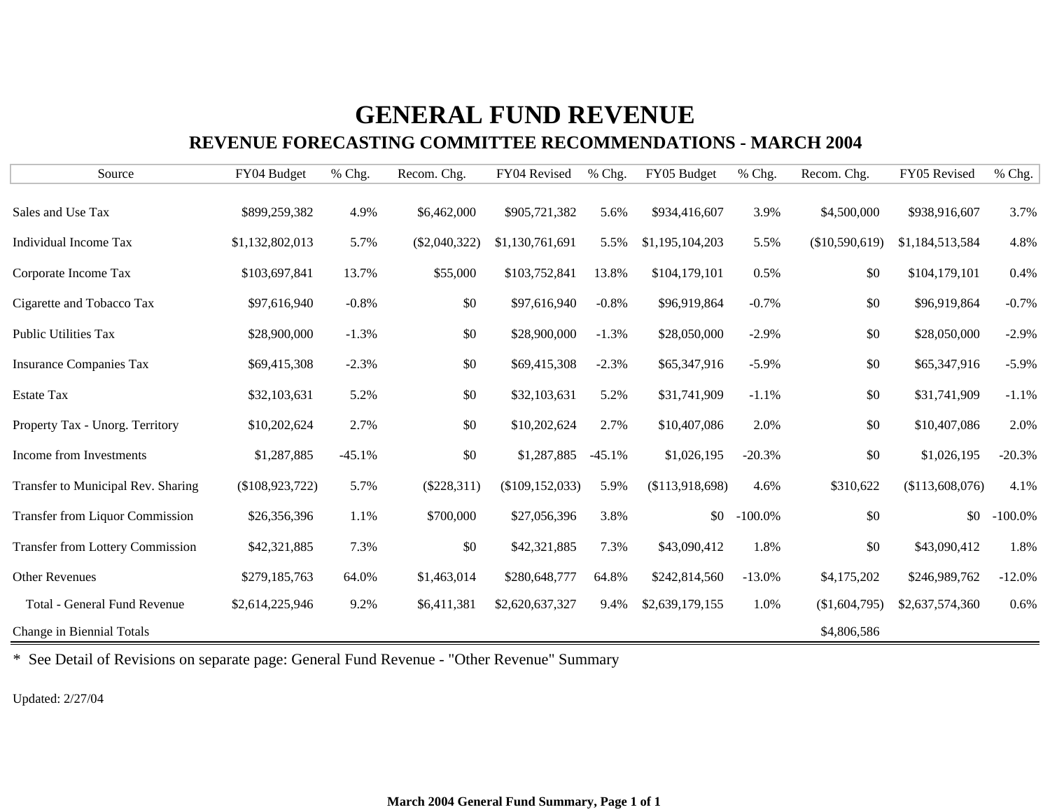# GENERAL FUND REVENUE

## REVENUE FORECASTING COMMITTEE RECOMMENDATIONS - MARCH 2004

| Source | FY04 Budget | % Chg. | Recom. Chg. | FY04 Revised | % Chg. | FY05 Budget | % Chg. | Recom. Chg. | FY05 Revised | % Chg. |
|---|---|---|---|---|---|---|---|---|---|---|
| Sales and Use Tax | $899,259,382 | 4.9% | $6,462,000 | $905,721,382 | 5.6% | $934,416,607 | 3.9% | $4,500,000 | $938,916,607 | 3.7% |
| Individual Income Tax | $1,132,802,013 | 5.7% | ($2,040,322) | $1,130,761,691 | 5.5% | $1,195,104,203 | 5.5% | ($10,590,619) | $1,184,513,584 | 4.8% |
| Corporate Income Tax | $103,697,841 | 13.7% | $55,000 | $103,752,841 | 13.8% | $104,179,101 | 0.5% | $0 | $104,179,101 | 0.4% |
| Cigarette and Tobacco Tax | $97,616,940 | -0.8% | $0 | $97,616,940 | -0.8% | $96,919,864 | -0.7% | $0 | $96,919,864 | -0.7% |
| Public Utilities Tax | $28,900,000 | -1.3% | $0 | $28,900,000 | -1.3% | $28,050,000 | -2.9% | $0 | $28,050,000 | -2.9% |
| Insurance Companies Tax | $69,415,308 | -2.3% | $0 | $69,415,308 | -2.3% | $65,347,916 | -5.9% | $0 | $65,347,916 | -5.9% |
| Estate Tax | $32,103,631 | 5.2% | $0 | $32,103,631 | 5.2% | $31,741,909 | -1.1% | $0 | $31,741,909 | -1.1% |
| Property Tax - Unorg. Territory | $10,202,624 | 2.7% | $0 | $10,202,624 | 2.7% | $10,407,086 | 2.0% | $0 | $10,407,086 | 2.0% |
| Income from Investments | $1,287,885 | -45.1% | $0 | $1,287,885 | -45.1% | $1,026,195 | -20.3% | $0 | $1,026,195 | -20.3% |
| Transfer to Municipal Rev. Sharing | ($108,923,722) | 5.7% | ($228,311) | ($109,152,033) | 5.9% | ($113,918,698) | 4.6% | $310,622 | ($113,608,076) | 4.1% |
| Transfer from Liquor Commission | $26,356,396 | 1.1% | $700,000 | $27,056,396 | 3.8% | $0 | -100.0% | $0 | $0 | -100.0% |
| Transfer from Lottery Commission | $42,321,885 | 7.3% | $0 | $42,321,885 | 7.3% | $43,090,412 | 1.8% | $0 | $43,090,412 | 1.8% |
| Other Revenues | $279,185,763 | 64.0% | $1,463,014 | $280,648,777 | 64.8% | $242,814,560 | -13.0% | $4,175,202 | $246,989,762 | -12.0% |
| Total - General Fund Revenue | $2,614,225,946 | 9.2% | $6,411,381 | $2,620,637,327 | 9.4% | $2,639,179,155 | 1.0% | ($1,604,795) | $2,637,574,360 | 0.6% |
| Change in Biennial Totals | | | | | | | | $4,806,586 | | |

* See Detail of Revisions on separate page: General Fund Revenue - "Other Revenue" Summary

Updated: 2/27/04

**March 2004 General Fund Summary, Page 1 of 1**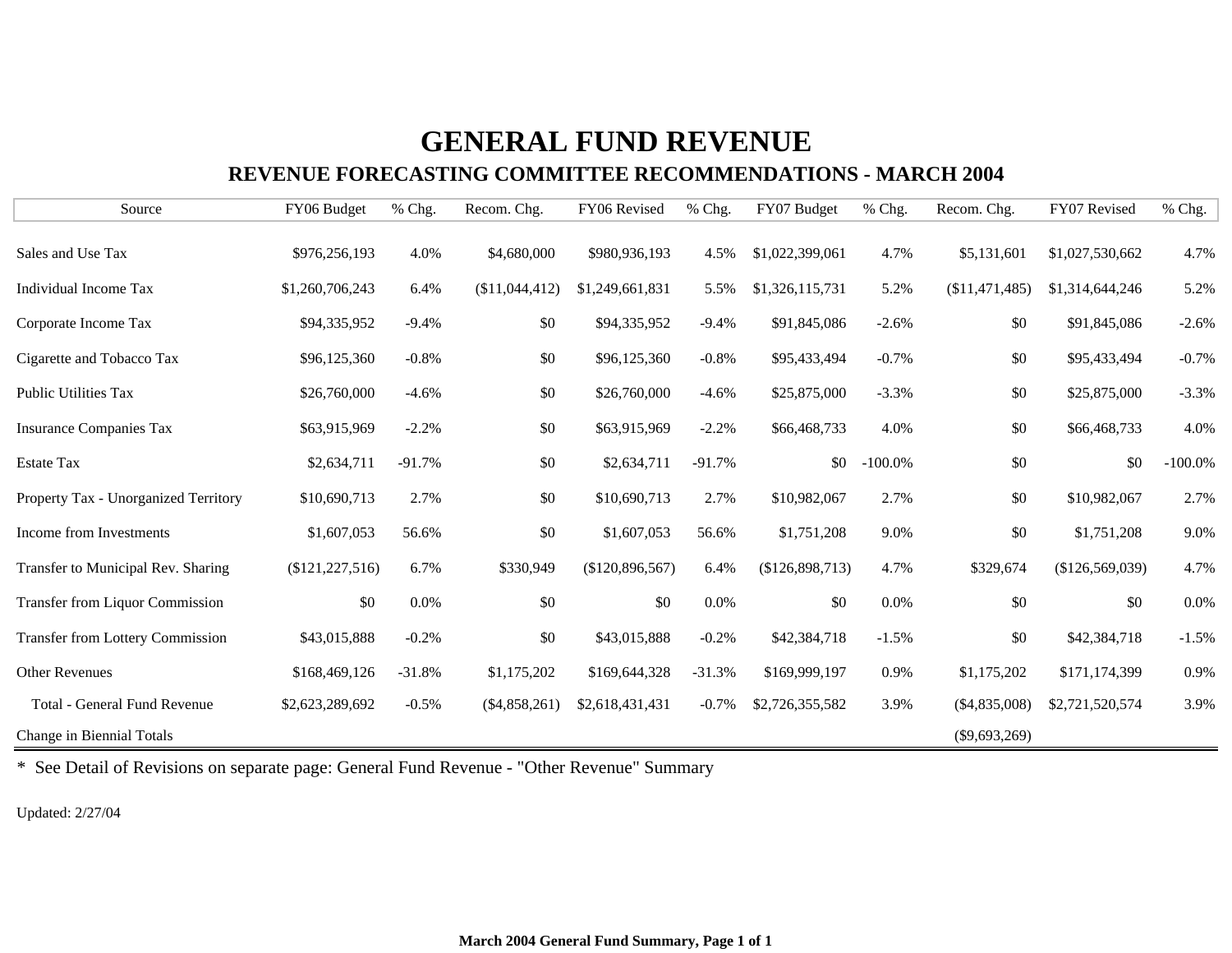# GENERAL FUND REVENUE

## REVENUE FORECASTING COMMITTEE RECOMMENDATIONS - MARCH 2004

| Source | FY06 Budget | % Chg. | Recom. Chg. | FY06 Revised | % Chg. | FY07 Budget | % Chg. | Recom. Chg. | FY07 Revised | % Chg. |
|---|---|---|---|---|---|---|---|---|---|---|
| Sales and Use Tax | $976,256,193 | 4.0% | $4,680,000 | $980,936,193 | 4.5% | $1,022,399,061 | 4.7% | $5,131,601 | $1,027,530,662 | 4.7% |
| Individual Income Tax | $1,260,706,243 | 6.4% | ($11,044,412) | $1,249,661,831 | 5.5% | $1,326,115,731 | 5.2% | ($11,471,485) | $1,314,644,246 | 5.2% |
| Corporate Income Tax | $94,335,952 | -9.4% | $0 | $94,335,952 | -9.4% | $91,845,086 | -2.6% | $0 | $91,845,086 | -2.6% |
| Cigarette and Tobacco Tax | $96,125,360 | -0.8% | $0 | $96,125,360 | -0.8% | $95,433,494 | -0.7% | $0 | $95,433,494 | -0.7% |
| Public Utilities Tax | $26,760,000 | -4.6% | $0 | $26,760,000 | -4.6% | $25,875,000 | -3.3% | $0 | $25,875,000 | -3.3% |
| Insurance Companies Tax | $63,915,969 | -2.2% | $0 | $63,915,969 | -2.2% | $66,468,733 | 4.0% | $0 | $66,468,733 | 4.0% |
| Estate Tax | $2,634,711 | -91.7% | $0 | $2,634,711 | -91.7% | $0 | -100.0% | $0 | $0 | -100.0% |
| Property Tax - Unorganized Territory | $10,690,713 | 2.7% | $0 | $10,690,713 | 2.7% | $10,982,067 | 2.7% | $0 | $10,982,067 | 2.7% |
| Income from Investments | $1,607,053 | 56.6% | $0 | $1,607,053 | 56.6% | $1,751,208 | 9.0% | $0 | $1,751,208 | 9.0% |
| Transfer to Municipal Rev. Sharing | ($121,227,516) | 6.7% | $330,949 | ($120,896,567) | 6.4% | ($126,898,713) | 4.7% | $329,674 | ($126,569,039) | 4.7% |
| Transfer from Liquor Commission | $0 | 0.0% | $0 | $0 | 0.0% | $0 | 0.0% | $0 | $0 | 0.0% |
| Transfer from Lottery Commission | $43,015,888 | -0.2% | $0 | $43,015,888 | -0.2% | $42,384,718 | -1.5% | $0 | $42,384,718 | -1.5% |
| Other Revenues | $168,469,126 | -31.8% | $1,175,202 | $169,644,328 | -31.3% | $169,999,197 | 0.9% | $1,175,202 | $171,174,399 | 0.9% |
| Total - General Fund Revenue | $2,623,289,692 | -0.5% | ($4,858,261) | $2,618,431,431 | -0.7% | $2,726,355,582 | 3.9% | ($4,835,008) | $2,721,520,574 | 3.9% |
| Change in Biennial Totals | | | | | | | | ($9,693,269) | | |

* See Detail of Revisions on separate page: General Fund Revenue - "Other Revenue" Summary

Updated: 2/27/04

**March 2004 General Fund Summary, Page 1 of 1**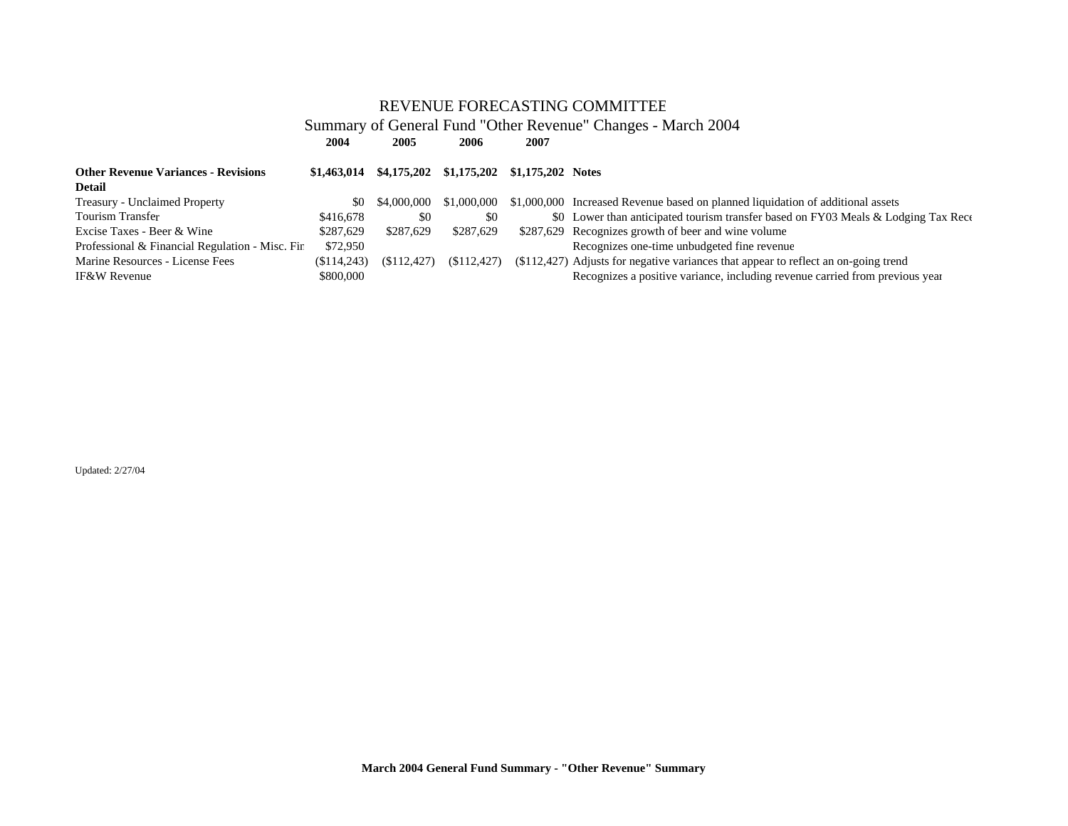# REVENUE FORECASTING COMMITTEE

## Summary of General Fund "Other Revenue" Changes - March 2004

| | 2004 | 2005 | 2006 | 2007 | |
|---|---|---|---|---|---|
| **Other Revenue Variances - Revisions** | **$1,463,014** | **$4,175,202** | **$1,175,202** | **$1,175,202** | **Notes** |
| **Detail** | | | | | |
| Treasury - Unclaimed Property | $0 | $4,000,000 | $1,000,000 | $1,000,000 | Increased Revenue based on planned liquidation of additional assets |
| Tourism Transfer | $416,678 | $0 | $0 | $0 | Lower than anticipated tourism transfer based on FY03 Meals & Lodging Tax Rece |
| Excise Taxes - Beer & Wine | $287,629 | $287,629 | $287,629 | $287,629 | Recognizes growth of beer and wine volume |
| Professional & Financial Regulation - Misc. Fir | $72,950 | | | | Recognizes one-time unbudgeted fine revenue |
| Marine Resources - License Fees | ($114,243) | ($112,427) | ($112,427) | ($112,427) | Adjusts for negative variances that appear to reflect an on-going trend |
| IF&W Revenue | $800,000 | | | | Recognizes a positive variance, including revenue carried from previous year |

Updated: 2/27/04

**March 2004 General Fund Summary - "Other Revenue" Summary**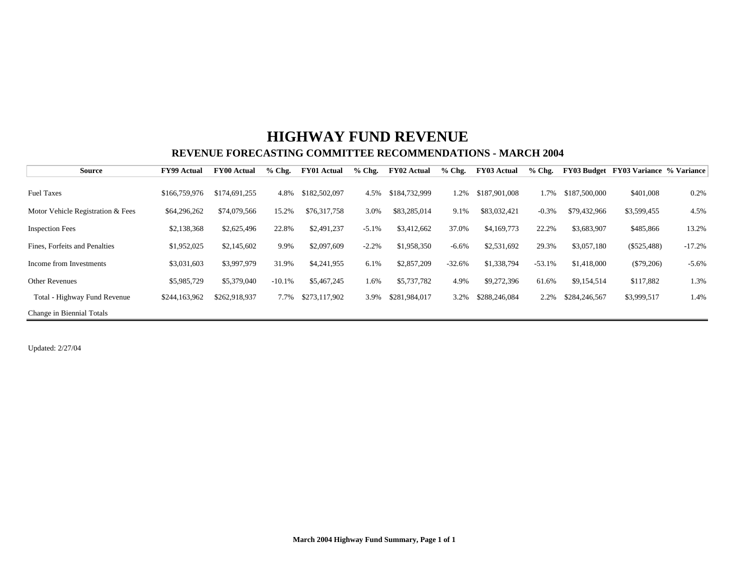# HIGHWAY FUND REVENUE

## REVENUE FORECASTING COMMITTEE RECOMMENDATIONS - MARCH 2004

| Source | FY99 Actual | FY00 Actual | % Chg. | FY01 Actual | % Chg. | FY02 Actual | % Chg. | FY03 Actual | % Chg. | FY03 Budget | FY03 Variance | % Variance |
|---|---|---|---|---|---|---|---|---|---|---|---|---|
| Fuel Taxes | $166,759,976 | $174,691,255 | 4.8% | $182,502,097 | 4.5% | $184,732,999 | 1.2% | $187,901,008 | 1.7% | $187,500,000 | $401,008 | 0.2% |
| Motor Vehicle Registration & Fees | $64,296,262 | $74,079,566 | 15.2% | $76,317,758 | 3.0% | $83,285,014 | 9.1% | $83,032,421 | -0.3% | $79,432,966 | $3,599,455 | 4.5% |
| Inspection Fees | $2,138,368 | $2,625,496 | 22.8% | $2,491,237 | -5.1% | $3,412,662 | 37.0% | $4,169,773 | 22.2% | $3,683,907 | $485,866 | 13.2% |
| Fines, Forfeits and Penalties | $1,952,025 | $2,145,602 | 9.9% | $2,097,609 | -2.2% | $1,958,350 | -6.6% | $2,531,692 | 29.3% | $3,057,180 | ($525,488) | -17.2% |
| Income from Investments | $3,031,603 | $3,997,979 | 31.9% | $4,241,955 | 6.1% | $2,857,209 | -32.6% | $1,338,794 | -53.1% | $1,418,000 | ($79,206) | -5.6% |
| Other Revenues | $5,985,729 | $5,379,040 | -10.1% | $5,467,245 | 1.6% | $5,737,782 | 4.9% | $9,272,396 | 61.6% | $9,154,514 | $117,882 | 1.3% |
| Total - Highway Fund Revenue | $244,163,962 | $262,918,937 | 7.7% | $273,117,902 | 3.9% | $281,984,017 | 3.2% | $288,246,084 | 2.2% | $284,246,567 | $3,999,517 | 1.4% |
| Change in Biennial Totals | | | | | | | | | | | | |

Updated: 2/27/04

**March 2004 Highway Fund Summary, Page 1 of 1**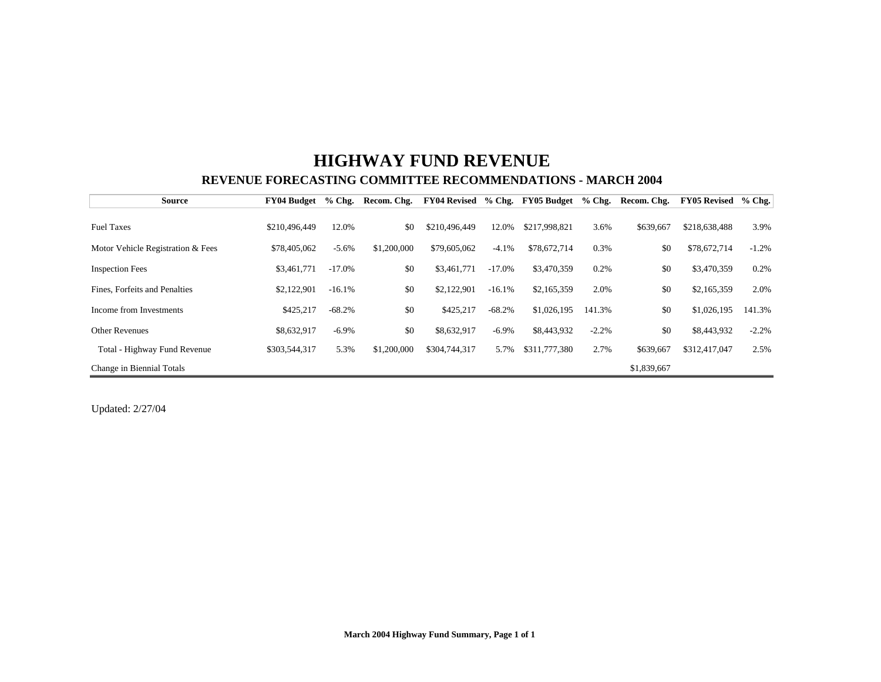# HIGHWAY FUND REVENUE

## REVENUE FORECASTING COMMITTEE RECOMMENDATIONS - MARCH 2004

| Source | FY04 Budget | % Chg. | Recom. Chg. | FY04 Revised | % Chg. | FY05 Budget | % Chg. | Recom. Chg. | FY05 Revised | % Chg. |
|---|---|---|---|---|---|---|---|---|---|---|
| Fuel Taxes | $210,496,449 | 12.0% | $0 | $210,496,449 | 12.0% | $217,998,821 | 3.6% | $639,667 | $218,638,488 | 3.9% |
| Motor Vehicle Registration & Fees | $78,405,062 | -5.6% | $1,200,000 | $79,605,062 | -4.1% | $78,672,714 | 0.3% | $0 | $78,672,714 | -1.2% |
| Inspection Fees | $3,461,771 | -17.0% | $0 | $3,461,771 | -17.0% | $3,470,359 | 0.2% | $0 | $3,470,359 | 0.2% |
| Fines, Forfeits and Penalties | $2,122,901 | -16.1% | $0 | $2,122,901 | -16.1% | $2,165,359 | 2.0% | $0 | $2,165,359 | 2.0% |
| Income from Investments | $425,217 | -68.2% | $0 | $425,217 | -68.2% | $1,026,195 | 141.3% | $0 | $1,026,195 | 141.3% |
| Other Revenues | $8,632,917 | -6.9% | $0 | $8,632,917 | -6.9% | $8,443,932 | -2.2% | $0 | $8,443,932 | -2.2% |
| Total - Highway Fund Revenue | $303,544,317 | 5.3% | $1,200,000 | $304,744,317 | 5.7% | $311,777,380 | 2.7% | $639,667 | $312,417,047 | 2.5% |
| Change in Biennial Totals | | | | | | | | $1,839,667 | | |

Updated: 2/27/04

March 2004 Highway Fund Summary, Page 1 of 1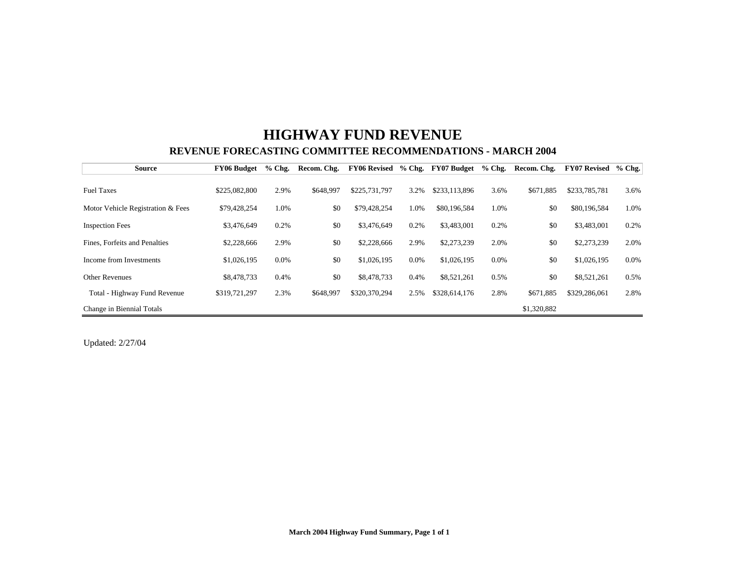# HIGHWAY FUND REVENUE

## REVENUE FORECASTING COMMITTEE RECOMMENDATIONS - MARCH 2004

| Source | FY06 Budget | % Chg. | Recom. Chg. | FY06 Revised | % Chg. | FY07 Budget | % Chg. | Recom. Chg. | FY07 Revised | % Chg. |
|---|---|---|---|---|---|---|---|---|---|---|
| Fuel Taxes | $225,082,800 | 2.9% | $648,997 | $225,731,797 | 3.2% | $233,113,896 | 3.6% | $671,885 | $233,785,781 | 3.6% |
| Motor Vehicle Registration & Fees | $79,428,254 | 1.0% | $0 | $79,428,254 | 1.0% | $80,196,584 | 1.0% | $0 | $80,196,584 | 1.0% |
| Inspection Fees | $3,476,649 | 0.2% | $0 | $3,476,649 | 0.2% | $3,483,001 | 0.2% | $0 | $3,483,001 | 0.2% |
| Fines, Forfeits and Penalties | $2,228,666 | 2.9% | $0 | $2,228,666 | 2.9% | $2,273,239 | 2.0% | $0 | $2,273,239 | 2.0% |
| Income from Investments | $1,026,195 | 0.0% | $0 | $1,026,195 | 0.0% | $1,026,195 | 0.0% | $0 | $1,026,195 | 0.0% |
| Other Revenues | $8,478,733 | 0.4% | $0 | $8,478,733 | 0.4% | $8,521,261 | 0.5% | $0 | $8,521,261 | 0.5% |
| Total - Highway Fund Revenue | $319,721,297 | 2.3% | $648,997 | $320,370,294 | 2.5% | $328,614,176 | 2.8% | $671,885 | $329,286,061 | 2.8% |
| Change in Biennial Totals | | | | | | | | $1,320,882 | | |

Updated: 2/27/04

March 2004 Highway Fund Summary, Page 1 of 1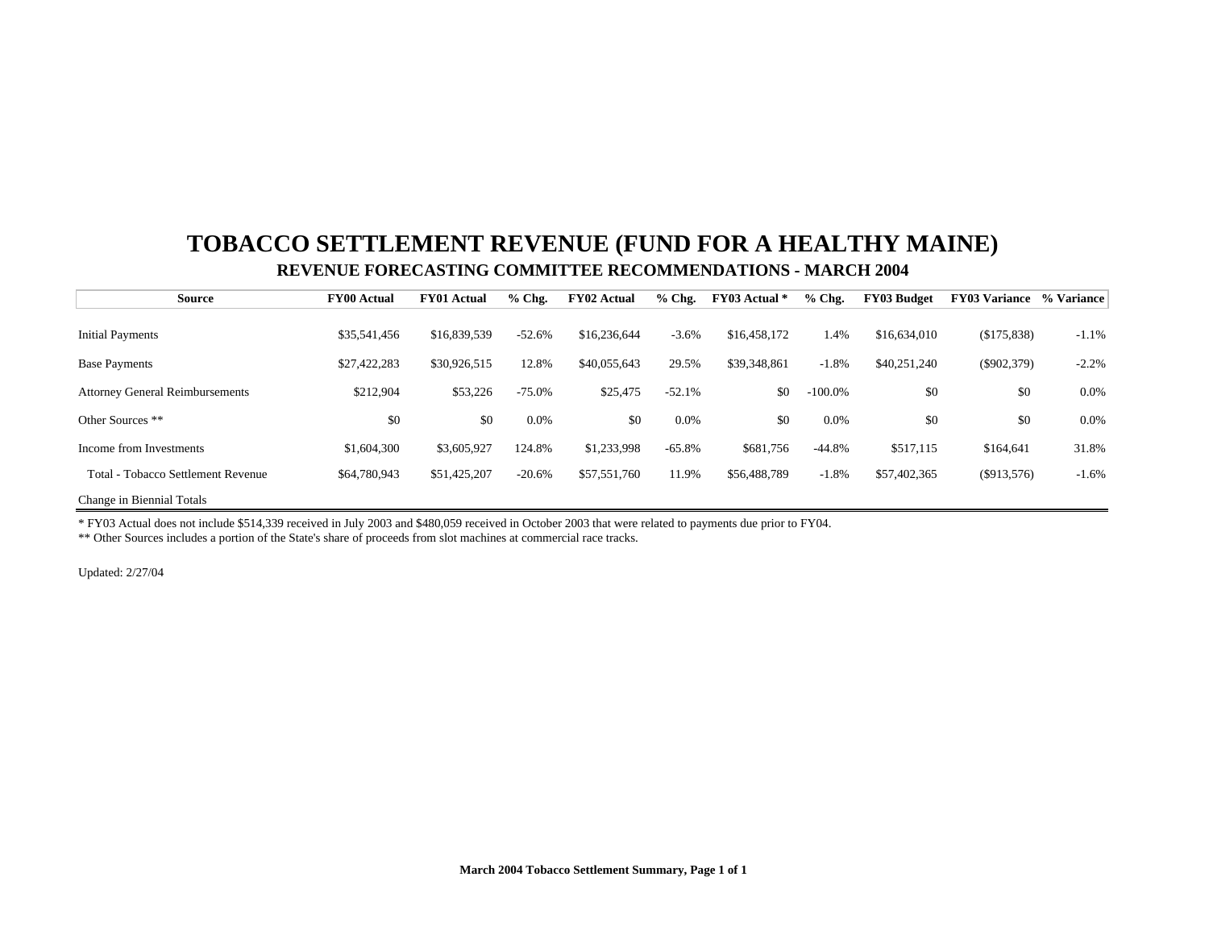# TOBACCO SETTLEMENT REVENUE (FUND FOR A HEALTHY MAINE)

## REVENUE FORECASTING COMMITTEE RECOMMENDATIONS - MARCH 2004

| Source | FY00 Actual | FY01 Actual | % Chg. | FY02 Actual | % Chg. | FY03 Actual * | % Chg. | FY03 Budget | FY03 Variance | % Variance |
|---|---|---|---|---|---|---|---|---|---|---|
| Initial Payments | $35,541,456 | $16,839,539 | -52.6% | $16,236,644 | -3.6% | $16,458,172 | 1.4% | $16,634,010 | ($175,838) | -1.1% |
| Base Payments | $27,422,283 | $30,926,515 | 12.8% | $40,055,643 | 29.5% | $39,348,861 | -1.8% | $40,251,240 | ($902,379) | -2.2% |
| Attorney General Reimbursements | $212,904 | $53,226 | -75.0% | $25,475 | -52.1% | $0 | -100.0% | $0 | $0 | 0.0% |
| Other Sources ** | $0 | $0 | 0.0% | $0 | 0.0% | $0 | 0.0% | $0 | $0 | 0.0% |
| Income from Investments | $1,604,300 | $3,605,927 | 124.8% | $1,233,998 | -65.8% | $681,756 | -44.8% | $517,115 | $164,641 | 31.8% |
| Total - Tobacco Settlement Revenue | $64,780,943 | $51,425,207 | -20.6% | $57,551,760 | 11.9% | $56,488,789 | -1.8% | $57,402,365 | ($913,576) | -1.6% |
| Change in Biennial Totals | | | | | | | | | | |

* FY03 Actual does not include $514,339 received in July 2003 and $480,059 received in October 2003 that were related to payments due prior to FY04.

** Other Sources includes a portion of the State's share of proceeds from slot machines at commercial race tracks.

Updated: 2/27/04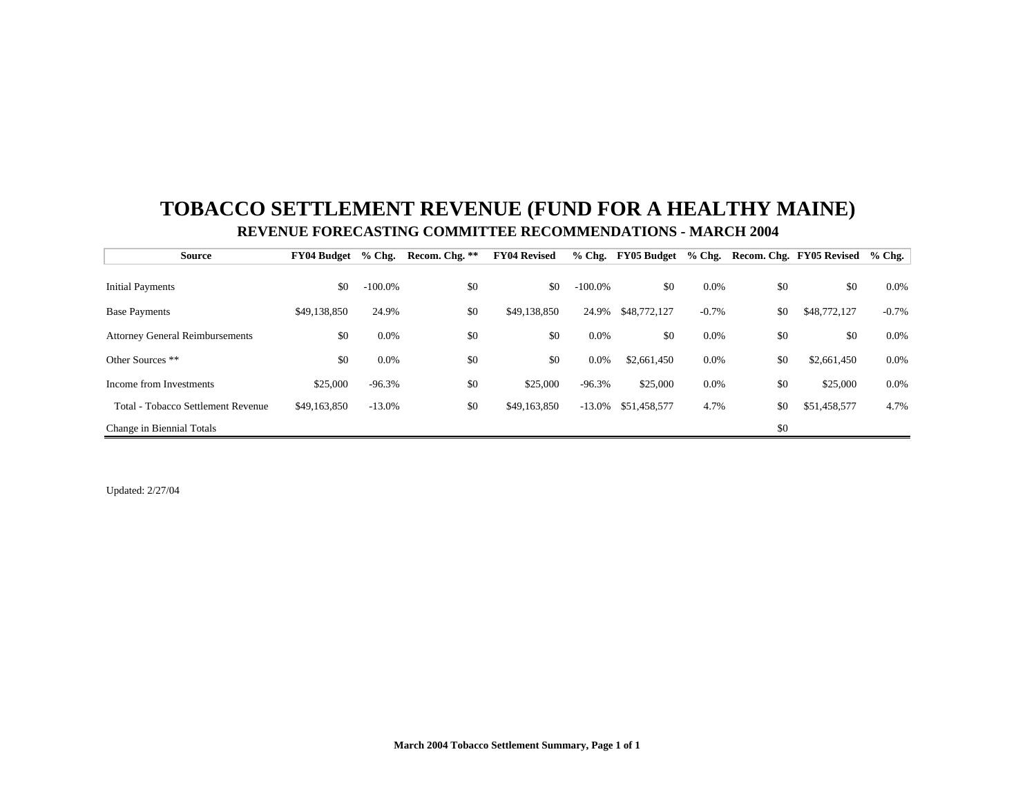# TOBACCO SETTLEMENT REVENUE (FUND FOR A HEALTHY MAINE)

## REVENUE FORECASTING COMMITTEE RECOMMENDATIONS - MARCH 2004

| Source | FY04 Budget | % Chg. | Recom. Chg. ** | FY04 Revised | % Chg. | FY05 Budget | % Chg. | Recom. Chg. | FY05 Revised | % Chg. |
|---|---|---|---|---|---|---|---|---|---|---|
| Initial Payments | $0 | -100.0% | $0 | $0 | -100.0% | $0 | 0.0% | $0 | $0 | 0.0% |
| Base Payments | $49,138,850 | 24.9% | $0 | $49,138,850 | 24.9% | $48,772,127 | -0.7% | $0 | $48,772,127 | -0.7% |
| Attorney General Reimbursements | $0 | 0.0% | $0 | $0 | 0.0% | $0 | 0.0% | $0 | $0 | 0.0% |
| Other Sources ** | $0 | 0.0% | $0 | $0 | 0.0% | $2,661,450 | 0.0% | $0 | $2,661,450 | 0.0% |
| Income from Investments | $25,000 | -96.3% | $0 | $25,000 | -96.3% | $25,000 | 0.0% | $0 | $25,000 | 0.0% |
| Total - Tobacco Settlement Revenue | $49,163,850 | -13.0% | $0 | $49,163,850 | -13.0% | $51,458,577 | 4.7% | $0 | $51,458,577 | 4.7% |
| Change in Biennial Totals | | | | | | | | $0 | | |

Updated: 2/27/04

**March 2004 Tobacco Settlement Summary, Page 1 of 1**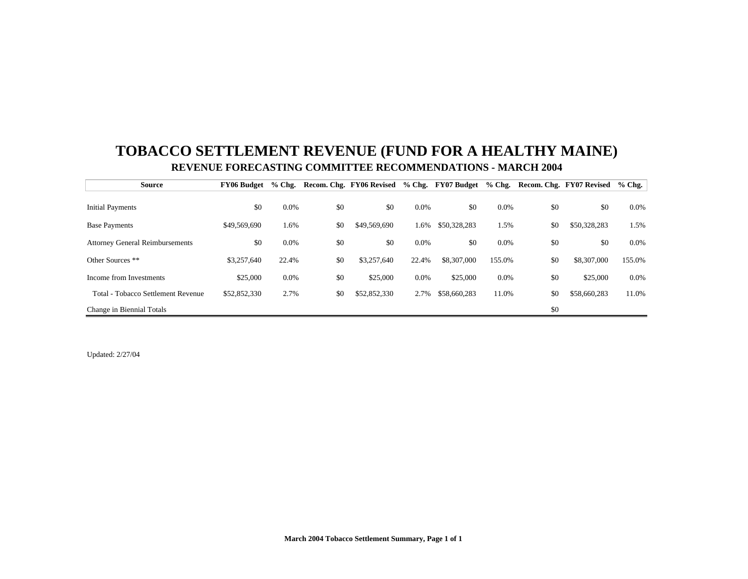# TOBACCO SETTLEMENT REVENUE (FUND FOR A HEALTHY MAINE)

## REVENUE FORECASTING COMMITTEE RECOMMENDATIONS - MARCH 2004

| Source | FY06 Budget | % Chg. | Recom. Chg. | FY06 Revised | % Chg. | FY07 Budget | % Chg. | Recom. Chg. | FY07 Revised | % Chg. |
|---|---|---|---|---|---|---|---|---|---|---|
| Initial Payments | $0 | 0.0% | $0 | $0 | 0.0% | $0 | 0.0% | $0 | $0 | 0.0% |
| Base Payments | $49,569,690 | 1.6% | $0 | $49,569,690 | 1.6% | $50,328,283 | 1.5% | $0 | $50,328,283 | 1.5% |
| Attorney General Reimbursements | $0 | 0.0% | $0 | $0 | 0.0% | $0 | 0.0% | $0 | $0 | 0.0% |
| Other Sources ** | $3,257,640 | 22.4% | $0 | $3,257,640 | 22.4% | $8,307,000 | 155.0% | $0 | $8,307,000 | 155.0% |
| Income from Investments | $25,000 | 0.0% | $0 | $25,000 | 0.0% | $25,000 | 0.0% | $0 | $25,000 | 0.0% |
| Total - Tobacco Settlement Revenue | $52,852,330 | 2.7% | $0 | $52,852,330 | 2.7% | $58,660,283 | 11.0% | $0 | $58,660,283 | 11.0% |
| Change in Biennial Totals | | | | | | | | $0 | | |

Updated: 2/27/04

**March 2004 Tobacco Settlement Summary, Page 1 of 1**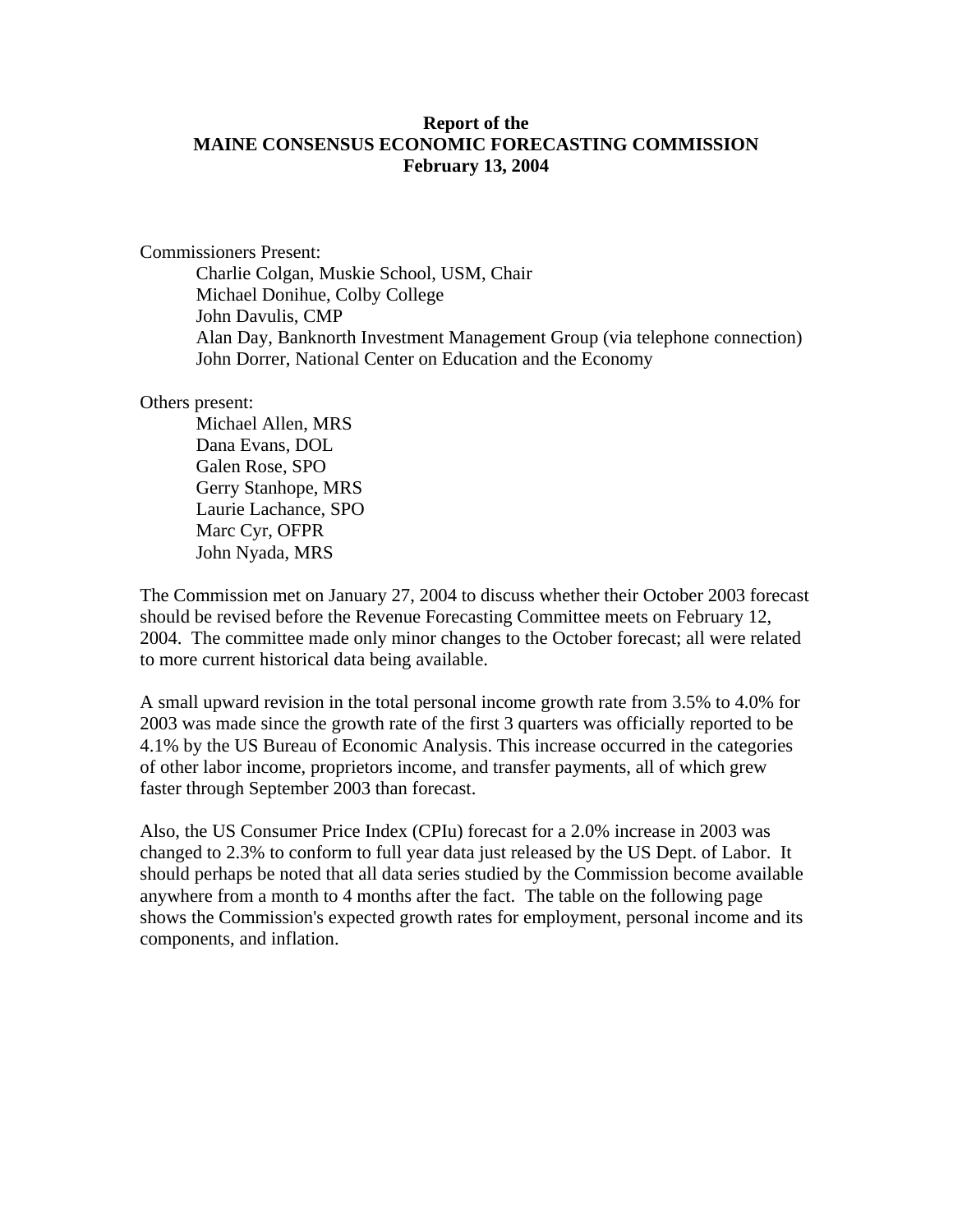**Report of the**
**MAINE CONSENSUS ECONOMIC FORECASTING COMMISSION**
**February 13, 2004**

Commissioners Present:

- Charlie Colgan, Muskie School, USM, Chair
- Michael Donihue, Colby College
- John Davulis, CMP
- Alan Day, Banknorth Investment Management Group (via telephone connection)
- John Dorrer, National Center on Education and the Economy

Others present:

- Michael Allen, MRS
- Dana Evans, DOL
- Galen Rose, SPO
- Gerry Stanhope, MRS
- Laurie Lachance, SPO
- Marc Cyr, OFPR
- John Nyada, MRS

The Commission met on January 27, 2004 to discuss whether their October 2003 forecast should be revised before the Revenue Forecasting Committee meets on February 12, 2004. The committee made only minor changes to the October forecast; all were related to more current historical data being available.

A small upward revision in the total personal income growth rate from 3.5% to 4.0% for 2003 was made since the growth rate of the first 3 quarters was officially reported to be 4.1% by the US Bureau of Economic Analysis. This increase occurred in the categories of other labor income, proprietors income, and transfer payments, all of which grew faster through September 2003 than forecast.

Also, the US Consumer Price Index (CPIu) forecast for a 2.0% increase in 2003 was changed to 2.3% to conform to full year data just released by the US Dept. of Labor. It should perhaps be noted that all data series studied by the Commission become available anywhere from a month to 4 months after the fact. The table on the following page shows the Commission's expected growth rates for employment, personal income and its components, and inflation.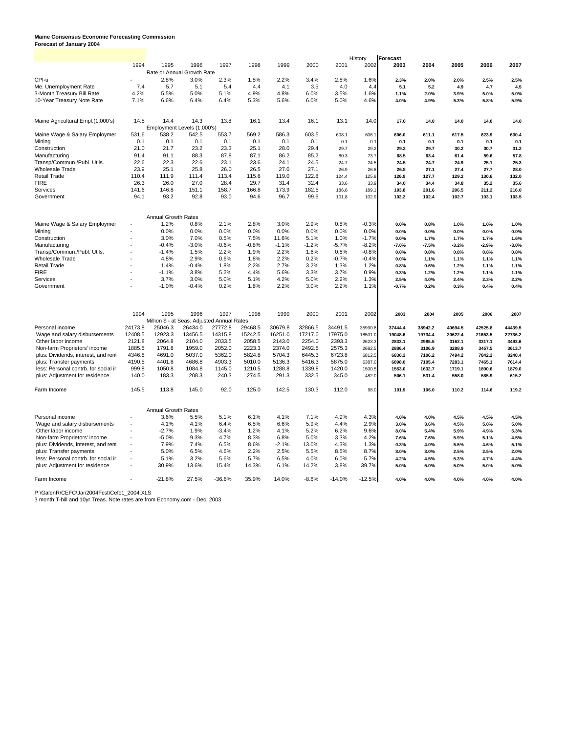**Maine Consensus Economic Forecasting Commission**
**Forecast of January 2004**

| | 1994 | 1995 | 1996 | 1997 | 1998 | 1999 | 2000 | 2001 | History 2002 | Forecast 2003 | 2004 | 2005 | 2006 | 2007 |
|---|---|---|---|---|---|---|---|---|---|---|---|---|---|---|
| | | Rate or Annual Growth Rate | | | | | | | | | | | | |
| CPI-u | - | 2.8% | 3.0% | 2.3% | 1.5% | 2.2% | 3.4% | 2.8% | 1.6% | 2.3% | 2.0% | 2.0% | 2.5% | 2.5% |
| Me. Unemployment Rate | 7.4 | 5.7 | 5.1 | 5.4 | 4.4 | 4.1 | 3.5 | 4.0 | 4.4 | 5.1 | 5.2 | 4.9 | 4.7 | 4.5 |
| 3-Month Treasury Bill Rate | 4.2% | 5.5% | 5.0% | 5.1% | 4.9% | 4.8% | 6.0% | 3.5% | 1.6% | 1.1% | 2.0% | 3.9% | 5.0% | 5.0% |
| 10-Year Treasury Note Rate | 7.1% | 6.6% | 6.4% | 6.4% | 5.3% | 5.6% | 6.0% | 5.0% | 4.6% | 4.0% | 4.9% | 5.3% | 5.8% | 5.9% |
| | | | | | | | | | | | | | | |
| Maine Agricultural Empl.(1,000's) | 14.5 | 14.4 | 14.3 | 13.8 | 16.1 | 13.4 | 16.1 | 13.1 | 14.0 | 17.0 | 14.0 | 14.0 | 14.0 | 14.0 |
| | | Employment Levels (1,000's) | | | | | | | | | | | | |
| Maine Wage & Salary Employmer | 531.6 | 538.2 | 542.5 | 553.7 | 569.2 | 586.3 | 603.5 | 608.1 | 606.1 | 606.0 | 611.1 | 617.5 | 623.9 | 630.4 |
| Mining | 0.1 | 0.1 | 0.1 | 0.1 | 0.1 | 0.1 | 0.1 | 0.1 | 0.1 | 0.1 | 0.1 | 0.1 | 0.1 | 0.1 |
| Construction | 21.0 | 21.7 | 23.2 | 23.3 | 25.1 | 28.0 | 29.4 | 29.7 | 29.2 | 29.2 | 29.7 | 30.2 | 30.7 | 31.2 |
| Manufacturing | 91.4 | 91.1 | 88.3 | 87.8 | 87.1 | 86.2 | 85.2 | 80.3 | 73.7 | 68.5 | 63.4 | 61.4 | 59.6 | 57.8 |
| Transp/Commun./Publ. Utils. | 22.6 | 22.3 | 22.6 | 23.1 | 23.6 | 24.1 | 24.5 | 24.7 | 24.5 | 24.5 | 24.7 | 24.9 | 25.1 | 25.3 |
| Wholesale Trade | 23.9 | 25.1 | 25.8 | 26.0 | 26.5 | 27.0 | 27.1 | 26.9 | 26.8 | 26.8 | 27.1 | 27.4 | 27.7 | 28.0 |
| Retail Trade | 110.4 | 111.9 | 111.4 | 113.4 | 115.8 | 119.0 | 122.8 | 124.4 | 125.9 | 126.9 | 127.7 | 129.2 | 130.6 | 132.0 |
| FIRE | 26.3 | 26.0 | 27.0 | 28.4 | 29.7 | 31.4 | 32.4 | 33.6 | 33.9 | 34.0 | 34.4 | 34.8 | 35.2 | 35.6 |
| Services | 141.6 | 146.8 | 151.1 | 158.7 | 166.8 | 173.9 | 182.5 | 186.6 | 189.1 | 193.8 | 201.6 | 206.5 | 211.2 | 216.0 |
| Government | 94.1 | 93.2 | 92.8 | 93.0 | 94.6 | 96.7 | 99.6 | 101.8 | 102.9 | 102.2 | 102.4 | 102.7 | 103.1 | 103.5 |
| | | | | | | | | | | | | | | |
| | | Annual Growth Rates | | | | | | | | | | | | |
| Maine Wage & Salary Employmer | - | 1.2% | 0.8% | 2.1% | 2.8% | 3.0% | 2.9% | 0.8% | -0.3% | 0.0% | 0.8% | 1.0% | 1.0% | 1.0% |
| Mining | - | 0.0% | 0.0% | 0.0% | 0.0% | 0.0% | 0.0% | 0.0% | 0.0% | 0.0% | 0.0% | 0.0% | 0.0% | 0.0% |
| Construction | - | 3.0% | 7.0% | 0.5% | 7.5% | 11.6% | 5.1% | 1.0% | -1.7% | 0.0% | 1.7% | 1.7% | 1.7% | 1.6% |
| Manufacturing | - | -0.4% | -3.0% | -0.6% | -0.8% | -1.1% | -1.2% | -5.7% | -8.2% | -7.0% | -7.5% | -3.2% | -2.9% | -3.0% |
| Transp/Commun./Publ. Utils. | - | -1.4% | 1.5% | 2.2% | 1.9% | 2.2% | 1.6% | 0.8% | -0.8% | 0.0% | 0.8% | 0.8% | 0.8% | 0.8% |
| Wholesale Trade | - | 4.8% | 2.9% | 0.6% | 1.8% | 2.2% | 0.2% | -0.7% | -0.4% | 0.0% | 1.1% | 1.1% | 1.1% | 1.1% |
| Retail Trade | - | 1.4% | -0.4% | 1.8% | 2.2% | 2.7% | 3.2% | 1.3% | 1.2% | 0.8% | 0.6% | 1.2% | 1.1% | 1.1% |
| FIRE | - | -1.1% | 3.8% | 5.2% | 4.4% | 5.6% | 3.3% | 3.7% | 0.9% | 0.3% | 1.2% | 1.2% | 1.1% | 1.1% |
| Services | - | 3.7% | 3.0% | 5.0% | 5.1% | 4.2% | 5.0% | 2.2% | 1.3% | 2.5% | 4.0% | 2.4% | 2.3% | 2.2% |
| Government | - | -1.0% | -0.4% | 0.2% | 1.8% | 2.2% | 3.0% | 2.2% | 1.1% | -0.7% | 0.2% | 0.3% | 0.4% | 0.4% |

| | 1994 | 1995 | 1996 | 1997 | 1998 | 1999 | 2000 | 2001 | 2002 | 2003 | 2004 | 2005 | 2006 | 2007 |
|---|---|---|---|---|---|---|---|---|---|---|---|---|---|---|
| | | Million $ - at Seas. Adjusted Annual Rates | | | | | | | | | | | | |
| Personal income | 24173.8 | 25046.3 | 26434.0 | 27772.8 | 29468.5 | 30679.8 | 32866.5 | 34491.5 | 35990.8 | 37444.4 | 38942.2 | 40694.5 | 42525.8 | 44439.5 |
| Wage and salary disbursements | 12408.5 | 12923.3 | 13456.5 | 14315.8 | 15242.5 | 16251.0 | 17217.0 | 17975.0 | 18501.0 | 19048.6 | 19734.4 | 20622.4 | 21653.5 | 22736.2 |
| Other labor income | 2121.8 | 2064.8 | 2104.0 | 2033.5 | 2058.5 | 2143.0 | 2254.0 | 2393.3 | 2623.3 | 2833.1 | 2985.5 | 3162.1 | 3317.1 | 3493.6 |
| Non-farm Proprietors' income | 1885.5 | 1791.8 | 1959.0 | 2052.0 | 2223.3 | 2374.0 | 2492.5 | 2575.3 | 2682.5 | 2886.4 | 3106.9 | 3288.9 | 3457.5 | 3613.7 |
| plus: Dividends, interest, and rent | 4346.8 | 4691.0 | 5037.0 | 5362.0 | 5824.8 | 5704.3 | 6445.3 | 6723.8 | 6812.5 | 6830.2 | 7106.2 | 7494.2 | 7842.2 | 8240.4 |
| plus: Transfer payments | 4190.5 | 4401.8 | 4686.8 | 4903.3 | 5010.0 | 5136.3 | 5416.3 | 5875.0 | 6387.0 | 6898.0 | 7105.4 | 7283.1 | 7465.1 | 7614.4 |
| less: Personal contrb. for social ir | 999.8 | 1050.8 | 1084.8 | 1145.0 | 1210.5 | 1288.8 | 1339.8 | 1420.0 | 1500.5 | 1563.0 | 1632.7 | 1719.1 | 1800.6 | 1879.0 |
| plus: Adjustment for residence | 140.0 | 183.3 | 208.3 | 240.3 | 274.5 | 291.3 | 332.5 | 345.0 | 482.0 | 506.1 | 531.4 | 558.0 | 585.9 | 615.2 |
| | | | | | | | | | | | | | | |
| Farm Income | 145.5 | 113.8 | 145.0 | 92.0 | 125.0 | 142.5 | 130.3 | 112.0 | 98.0 | 101.9 | 106.0 | 110.2 | 114.6 | 119.2 |
| | | | | | | | | | | | | | | |
| | | Annual Growth Rates | | | | | | | | | | | | |
| Personal income | - | 3.6% | 5.5% | 5.1% | 6.1% | 4.1% | 7.1% | 4.9% | 4.3% | 4.0% | 4.0% | 4.5% | 4.5% | 4.5% |
| Wage and salary disbursements | - | 4.1% | 4.1% | 6.4% | 6.5% | 6.6% | 5.9% | 4.4% | 2.9% | 3.0% | 3.6% | 4.5% | 5.0% | 5.0% |
| Other labor income | - | -2.7% | 1.9% | -3.4% | 1.2% | 4.1% | 5.2% | 6.2% | 9.6% | 8.0% | 5.4% | 5.9% | 4.9% | 5.3% |
| Non-farm Proprietors' income | - | -5.0% | 9.3% | 4.7% | 8.3% | 6.8% | 5.0% | 3.3% | 4.2% | 7.6% | 7.6% | 5.9% | 5.1% | 4.5% |
| plus: Dividends, interest, and rent | - | 7.9% | 7.4% | 6.5% | 8.6% | -2.1% | 13.0% | 4.3% | 1.3% | 0.3% | 4.0% | 5.5% | 4.6% | 5.1% |
| plus: Transfer payments | - | 5.0% | 6.5% | 4.6% | 2.2% | 2.5% | 5.5% | 8.5% | 8.7% | 8.0% | 3.0% | 2.5% | 2.5% | 2.0% |
| less: Personal contrb. for social ir | - | 5.1% | 3.2% | 5.6% | 5.7% | 6.5% | 4.0% | 6.0% | 5.7% | 4.2% | 4.5% | 5.3% | 4.7% | 4.4% |
| plus: Adjustment for residence | - | 30.9% | 13.6% | 15.4% | 14.3% | 6.1% | 14.2% | 3.8% | 39.7% | 5.0% | 5.0% | 5.0% | 5.0% | 5.0% |
| | | | | | | | | | | | | | | |
| Farm Income | - | -21.8% | 27.5% | -36.6% | 35.9% | 14.0% | -8.6% | -14.0% | -12.5% | 4.0% | 4.0% | 4.0% | 4.0% | 4.0% |

P:\GalenR\CEFC\Jan2004Fcst\Cefc1_2004.XLS
3 month T-bill and 10yr Treas. Note rates are from Economy.com - Dec. 2003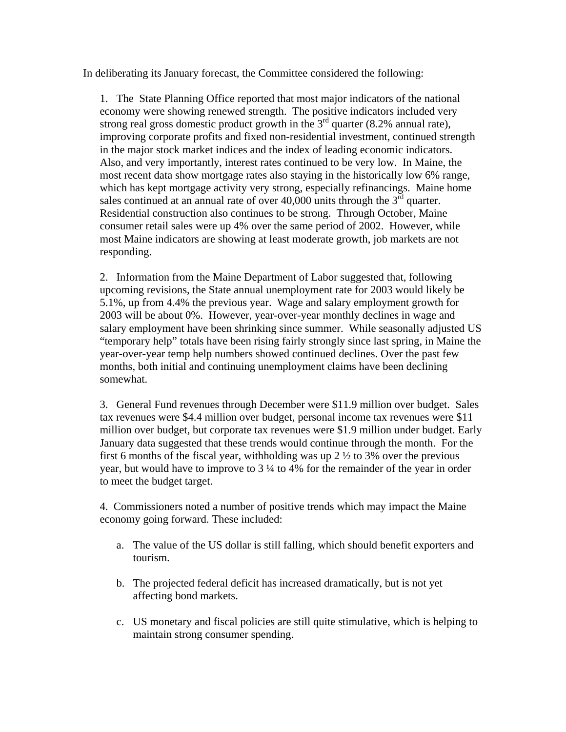In deliberating its January forecast, the Committee considered the following:

1. The State Planning Office reported that most major indicators of the national economy were showing renewed strength. The positive indicators included very strong real gross domestic product growth in the 3rd quarter (8.2% annual rate), improving corporate profits and fixed non-residential investment, continued strength in the major stock market indices and the index of leading economic indicators. Also, and very importantly, interest rates continued to be very low. In Maine, the most recent data show mortgage rates also staying in the historically low 6% range, which has kept mortgage activity very strong, especially refinancings. Maine home sales continued at an annual rate of over 40,000 units through the 3rd quarter. Residential construction also continues to be strong. Through October, Maine consumer retail sales were up 4% over the same period of 2002. However, while most Maine indicators are showing at least moderate growth, job markets are not responding.

2. Information from the Maine Department of Labor suggested that, following upcoming revisions, the State annual unemployment rate for 2003 would likely be 5.1%, up from 4.4% the previous year. Wage and salary employment growth for 2003 will be about 0%. However, year-over-year monthly declines in wage and salary employment have been shrinking since summer. While seasonally adjusted US "temporary help" totals have been rising fairly strongly since last spring, in Maine the year-over-year temp help numbers showed continued declines. Over the past few months, both initial and continuing unemployment claims have been declining somewhat.

3. General Fund revenues through December were $11.9 million over budget. Sales tax revenues were $4.4 million over budget, personal income tax revenues were $11 million over budget, but corporate tax revenues were $1.9 million under budget. Early January data suggested that these trends would continue through the month. For the first 6 months of the fiscal year, withholding was up 2 ½ to 3% over the previous year, but would have to improve to 3 ¼ to 4% for the remainder of the year in order to meet the budget target.

4. Commissioners noted a number of positive trends which may impact the Maine economy going forward. These included:

   a. The value of the US dollar is still falling, which should benefit exporters and tourism.

   b. The projected federal deficit has increased dramatically, but is not yet affecting bond markets.

   c. US monetary and fiscal policies are still quite stimulative, which is helping to maintain strong consumer spending.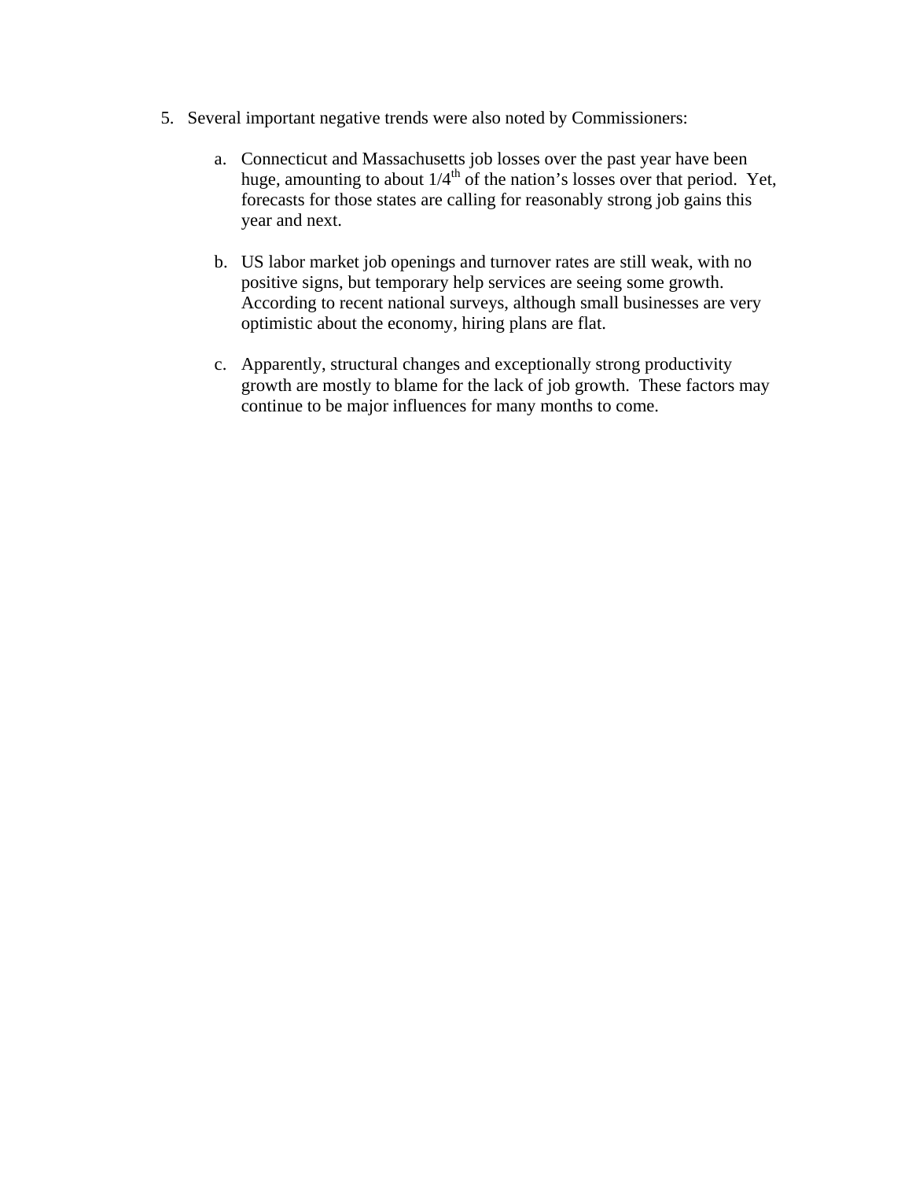5. Several important negative trends were also noted by Commissioners:

    a. Connecticut and Massachusetts job losses over the past year have been huge, amounting to about 1/4$^{th}$ of the nation's losses over that period. Yet, forecasts for those states are calling for reasonably strong job gains this year and next.

    b. US labor market job openings and turnover rates are still weak, with no positive signs, but temporary help services are seeing some growth. According to recent national surveys, although small businesses are very optimistic about the economy, hiring plans are flat.

    c. Apparently, structural changes and exceptionally strong productivity growth are mostly to blame for the lack of job growth. These factors may continue to be major influences for many months to come.